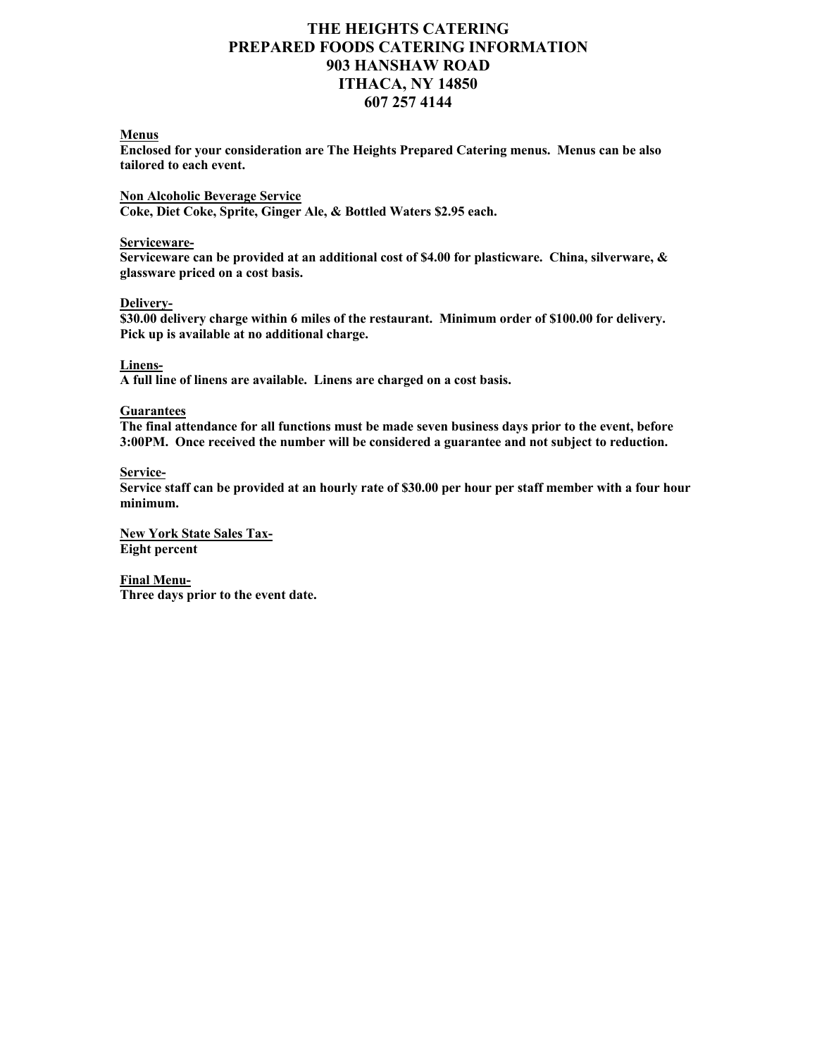# THE HEIGHTS CATERING
# PREPARED FOODS CATERING INFORMATION
# 903 HANSHAW ROAD
# ITHACA, NY 14850
# 607 257 4144

**Menus**

**Enclosed for your consideration are The Heights Prepared Catering menus. Menus can be also tailored to each event.**

**Non Alcoholic Beverage Service**

**Coke, Diet Coke, Sprite, Ginger Ale, & Bottled Waters $2.95 each.**

**Serviceware-**

**Serviceware can be provided at an additional cost of $4.00 for plasticware. China, silverware, & glassware priced on a cost basis.**

**Delivery-**

**$30.00 delivery charge within 6 miles of the restaurant. Minimum order of $100.00 for delivery. Pick up is available at no additional charge.**

**Linens-**

**A full line of linens are available. Linens are charged on a cost basis.**

**Guarantees**

**The final attendance for all functions must be made seven business days prior to the event, before 3:00PM. Once received the number will be considered a guarantee and not subject to reduction.**

**Service-**

**Service staff can be provided at an hourly rate of $30.00 per hour per staff member with a four hour minimum.**

**New York State Sales Tax-**

**Eight percent**

**Final Menu-**

**Three days prior to the event date.**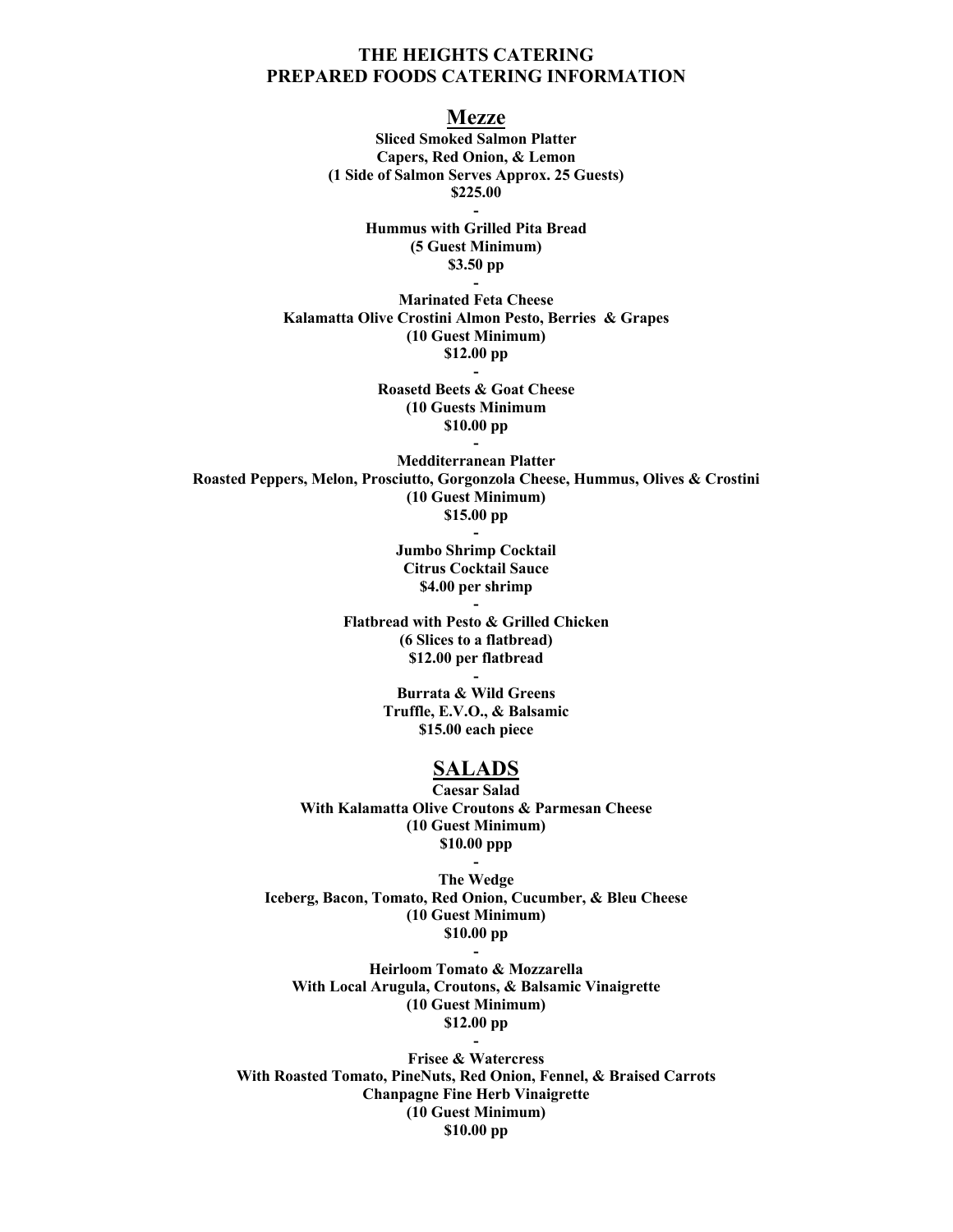**THE HEIGHTS CATERING**
**PREPARED FOODS CATERING INFORMATION**

## Mezze

**Sliced Smoked Salmon Platter**
**Capers, Red Onion, & Lemon**
**(1 Side of Salmon Serves Approx. 25 Guests)**
**$225.00**

-

**Hummus with Grilled Pita Bread**
**(5 Guest Minimum)**
**$3.50 pp**

-

**Marinated Feta Cheese**
**Kalamatta Olive Crostini Almon Pesto, Berries & Grapes**
**(10 Guest Minimum)**
**$12.00 pp**

-

**Roasetd Beets & Goat Cheese**
**(10 Guests Minimum**
**$10.00 pp**

-

**Medditerranean Platter**
**Roasted Peppers, Melon, Prosciutto, Gorgonzola Cheese, Hummus, Olives & Crostini**
**(10 Guest Minimum)**
**$15.00 pp**

-

**Jumbo Shrimp Cocktail**
**Citrus Cocktail Sauce**
**$4.00 per shrimp**

-

**Flatbread with Pesto & Grilled Chicken**
**(6 Slices to a flatbread)**
**$12.00 per flatbread**

-

**Burrata & Wild Greens**
**Truffle, E.V.O., & Balsamic**
**$15.00 each piece**

## SALADS

**Caesar Salad**
**With Kalamatta Olive Croutons & Parmesan Cheese**
**(10 Guest Minimum)**
**$10.00 ppp**

-

**The Wedge**
**Iceberg, Bacon, Tomato, Red Onion, Cucumber, & Bleu Cheese**
**(10 Guest Minimum)**
**$10.00 pp**

-

**Heirloom Tomato & Mozzarella**
**With Local Arugula, Croutons, & Balsamic Vinaigrette**
**(10 Guest Minimum)**
**$12.00 pp**

-

**Frisee & Watercress**
**With Roasted Tomato, PineNuts, Red Onion, Fennel, & Braised Carrots**
**Chanpagne Fine Herb Vinaigrette**
**(10 Guest Minimum)**
**$10.00 pp**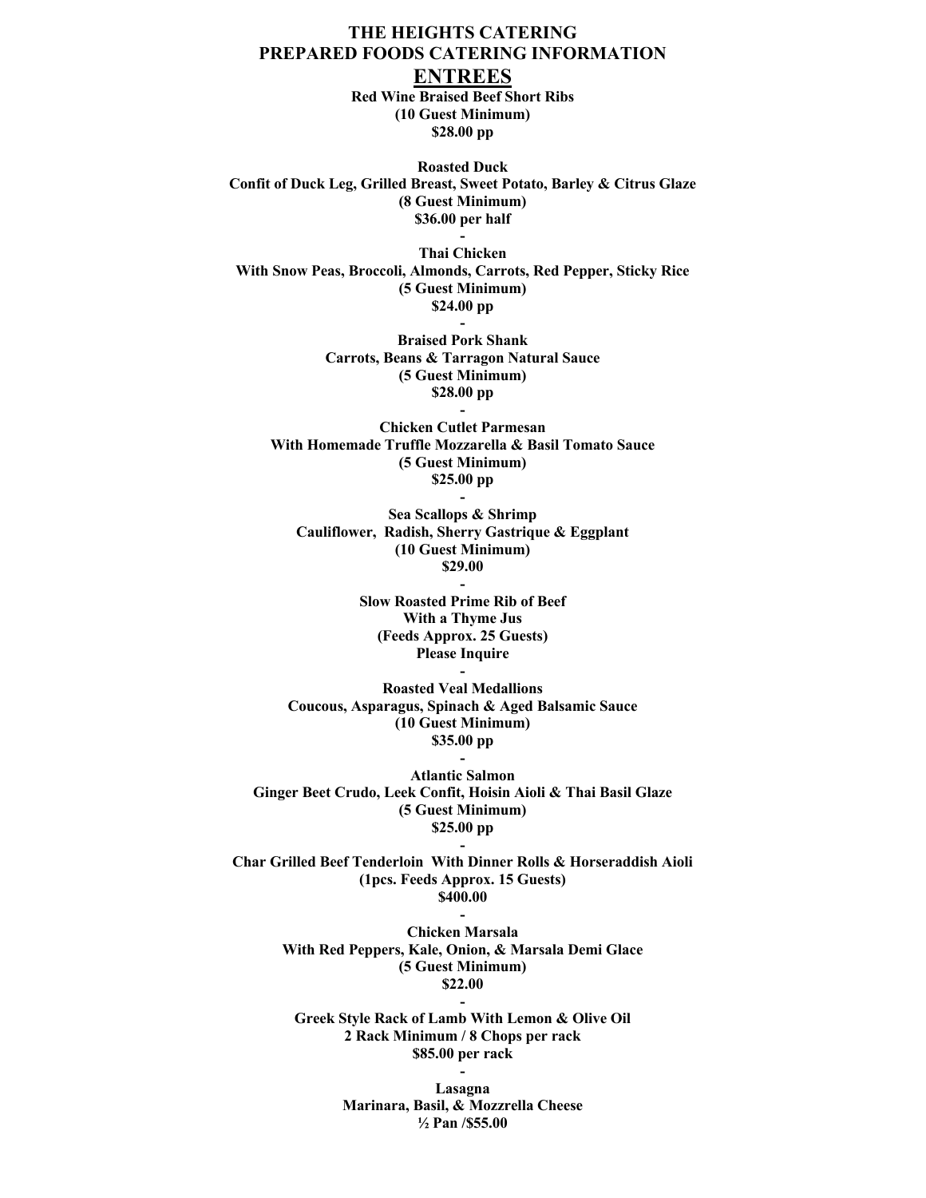# THE HEIGHTS CATERING
# PREPARED FOODS CATERING INFORMATION

## ENTREES

**Red Wine Braised Beef Short Ribs**
**(10 Guest Minimum)**
**$28.00 pp**

**Roasted Duck**
**Confit of Duck Leg, Grilled Breast, Sweet Potato, Barley & Citrus Glaze**
**(8 Guest Minimum)**
**$36.00 per half**

-

**Thai Chicken**
**With Snow Peas, Broccoli, Almonds, Carrots, Red Pepper, Sticky Rice**
**(5 Guest Minimum)**
**$24.00 pp**

-

**Braised Pork Shank**
**Carrots, Beans & Tarragon Natural Sauce**
**(5 Guest Minimum)**
**$28.00 pp**

-

**Chicken Cutlet Parmesan**
**With Homemade Truffle Mozzarella & Basil Tomato Sauce**
**(5 Guest Minimum)**
**$25.00 pp**

-

**Sea Scallops & Shrimp**
**Cauliflower, Radish, Sherry Gastrique & Eggplant**
**(10 Guest Minimum)**
**$29.00**

-

**Slow Roasted Prime Rib of Beef**
**With a Thyme Jus**
**(Feeds Approx. 25 Guests)**
**Please Inquire**

-

**Roasted Veal Medallions**
**Coucous, Asparagus, Spinach & Aged Balsamic Sauce**
**(10 Guest Minimum)**
**$35.00 pp**

-

**Atlantic Salmon**
**Ginger Beet Crudo, Leek Confit, Hoisin Aioli & Thai Basil Glaze**
**(5 Guest Minimum)**
**$25.00 pp**

-

**Char Grilled Beef Tenderloin With Dinner Rolls & Horseraddish Aioli**
**(1pcs. Feeds Approx. 15 Guests)**
**$400.00**

-

**Chicken Marsala**
**With Red Peppers, Kale, Onion, & Marsala Demi Glace**
**(5 Guest Minimum)**
**$22.00**

-

**Greek Style Rack of Lamb With Lemon & Olive Oil**
**2 Rack Minimum / 8 Chops per rack**
**$85.00 per rack**

-

**Lasagna**
**Marinara, Basil, & Mozzrella Cheese**
**½ Pan /$55.00**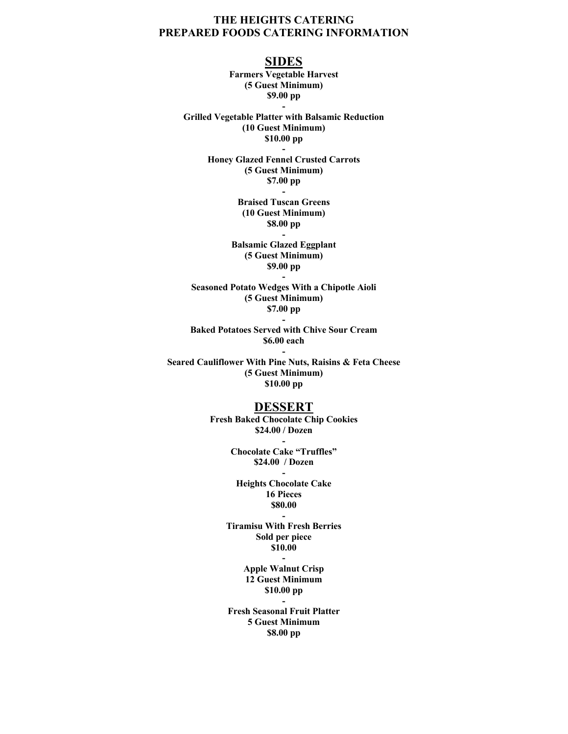**THE HEIGHTS CATERING**
**PREPARED FOODS CATERING INFORMATION**

## SIDES

**Farmers Vegetable Harvest**
**(5 Guest Minimum)**
**$9.00 pp**

-

**Grilled Vegetable Platter with Balsamic Reduction**
**(10 Guest Minimum)**
**$10.00 pp**

-

**Honey Glazed Fennel Crusted Carrots**
**(5 Guest Minimum)**
**$7.00 pp**

-

**Braised Tuscan Greens**
**(10 Guest Minimum)**
**$8.00 pp**

-

**Balsamic Glazed Eggplant**
**(5 Guest Minimum)**
**$9.00 pp**

-

**Seasoned Potato Wedges With a Chipotle Aioli**
**(5 Guest Minimum)**
**$7.00 pp**

-

**Baked Potatoes Served with Chive Sour Cream**
**$6.00 each**

-

**Seared Cauliflower With Pine Nuts, Raisins & Feta Cheese**
**(5 Guest Minimum)**
**$10.00 pp**

## DESSERT

**Fresh Baked Chocolate Chip Cookies**
**$24.00 / Dozen**

-

**Chocolate Cake "Truffles"**
**$24.00 / Dozen**

-

**Heights Chocolate Cake**
**16 Pieces**
**$80.00**

-

**Tiramisu With Fresh Berries**
**Sold per piece**
**$10.00**

-

**Apple Walnut Crisp**
**12 Guest Minimum**
**$10.00 pp**

-

**Fresh Seasonal Fruit Platter**
**5 Guest Minimum**
**$8.00 pp**